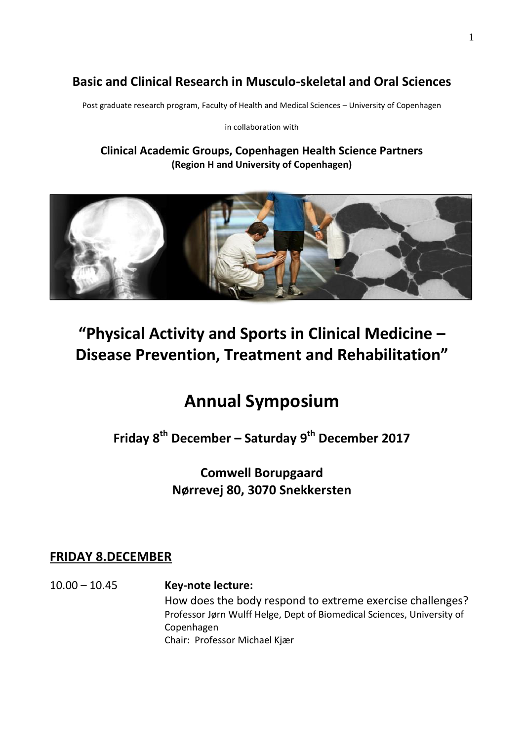**Basic and Clinical Research in Musculo-skeletal and Oral Sciences**

Post graduate research program, Faculty of Health and Medical Sciences – University of Copenhagen

in collaboration with

**Clinical Academic Groups, Copenhagen Health Science Partners**
**(Region H and University of Copenhagen)**

# "Physical Activity and Sports in Clinical Medicine – Disease Prevention, Treatment and Rehabilitation"

# Annual Symposium

## Friday 8th December – Saturday 9th December 2017

## Comwell Borupgaard
## Nørrevej 80, 3070 Snekkersten

## FRIDAY 8.DECEMBER

10.00 – 10.45 **Key-note lecture:**
How does the body respond to extreme exercise challenges?
Professor Jørn Wulff Helge, Dept of Biomedical Sciences, University of Copenhagen
Chair: Professor Michael Kjær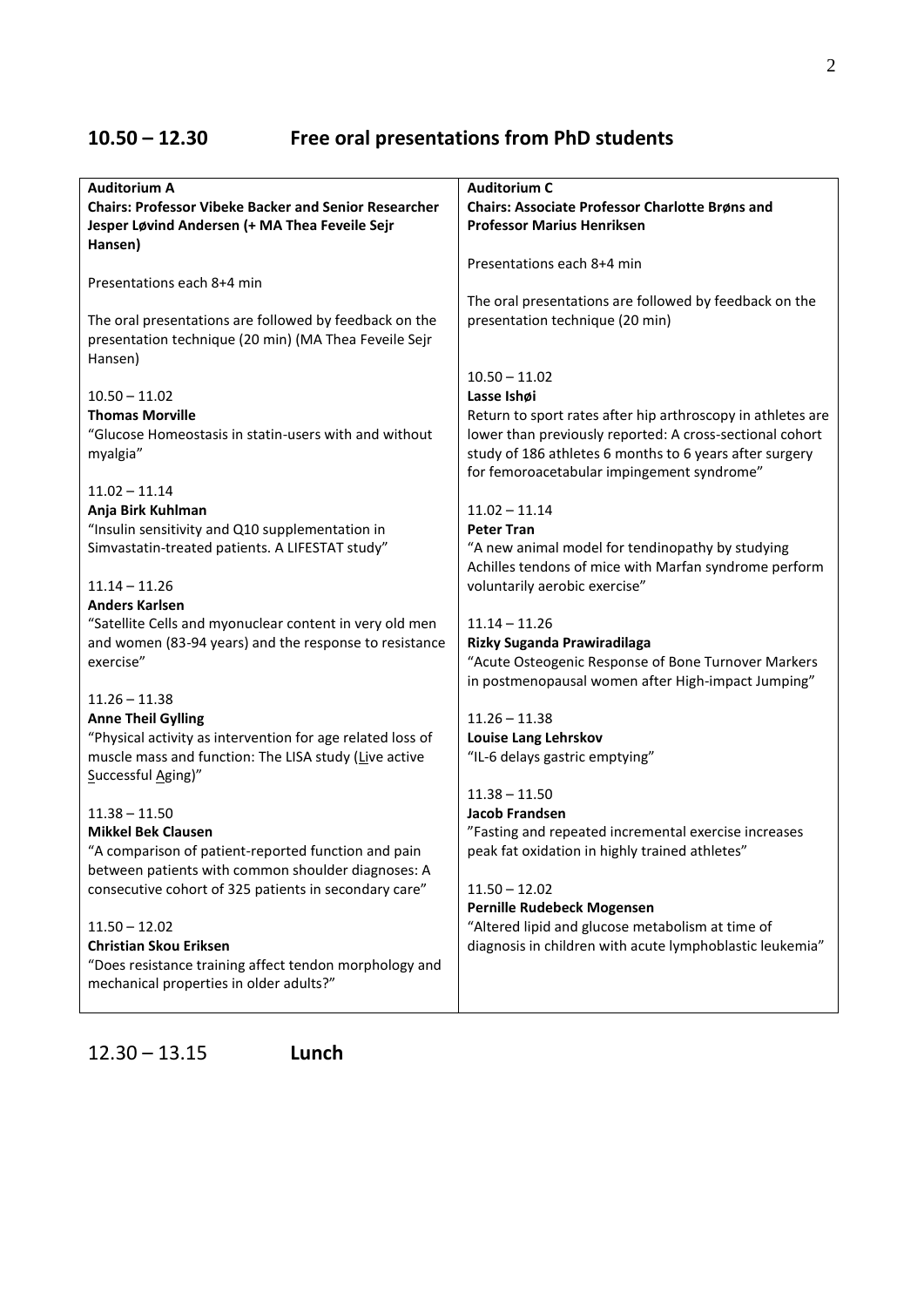## 10.50 – 12.30 Free oral presentations from PhD students

**Auditorium A**
**Chairs: Professor Vibeke Backer and Senior Researcher Jesper Løvind Andersen (+ MA Thea Feveile Sejr Hansen)**

Presentations each 8+4 min

The oral presentations are followed by feedback on the presentation technique (20 min) (MA Thea Feveile Sejr Hansen)

10.50 – 11.02
**Thomas Morville**
"Glucose Homeostasis in statin-users with and without myalgia"

11.02 – 11.14
**Anja Birk Kuhlman**
"Insulin sensitivity and Q10 supplementation in Simvastatin-treated patients. A LIFESTAT study"

11.14 – 11.26
**Anders Karlsen**
"Satellite Cells and myonuclear content in very old men and women (83-94 years) and the response to resistance exercise"

11.26 – 11.38
**Anne Theil Gylling**
"Physical activity as intervention for age related loss of muscle mass and function: The LISA study (Live active Successful Aging)"

11.38 – 11.50
**Mikkel Bek Clausen**
"A comparison of patient-reported function and pain between patients with common shoulder diagnoses: A consecutive cohort of 325 patients in secondary care"

11.50 – 12.02
**Christian Skou Eriksen**
"Does resistance training affect tendon morphology and mechanical properties in older adults?"

**Auditorium C**
**Chairs: Associate Professor Charlotte Brøns and Professor Marius Henriksen**

Presentations each 8+4 min

The oral presentations are followed by feedback on the presentation technique (20 min)

10.50 – 11.02
**Lasse Ishøi**
Return to sport rates after hip arthroscopy in athletes are lower than previously reported: A cross-sectional cohort study of 186 athletes 6 months to 6 years after surgery for femoroacetabular impingement syndrome"

11.02 – 11.14
**Peter Tran**
"A new animal model for tendinopathy by studying Achilles tendons of mice with Marfan syndrome perform voluntarily aerobic exercise"

11.14 – 11.26
**Rizky Suganda Prawiradilaga**
"Acute Osteogenic Response of Bone Turnover Markers in postmenopausal women after High-impact Jumping"

11.26 – 11.38
**Louise Lang Lehrskov**
"IL-6 delays gastric emptying"

11.38 – 11.50
**Jacob Frandsen**
"Fasting and repeated incremental exercise increases peak fat oxidation in highly trained athletes"

11.50 – 12.02
**Pernille Rudebeck Mogensen**
"Altered lipid and glucose metabolism at time of diagnosis in children with acute lymphoblastic leukemia"

12.30 – 13.15 **Lunch**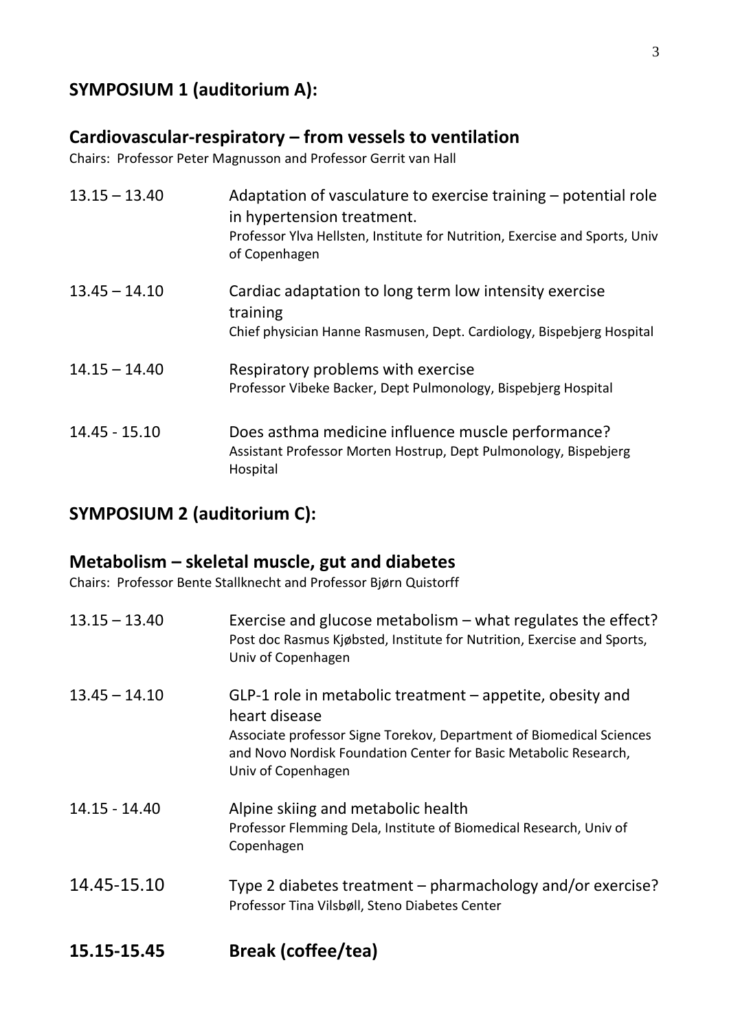## SYMPOSIUM 1 (auditorium A):

### Cardiovascular-respiratory – from vessels to ventilation

Chairs: Professor Peter Magnusson and Professor Gerrit van Hall

13.15 – 13.40 Adaptation of vasculature to exercise training – potential role in hypertension treatment.
Professor Ylva Hellsten, Institute for Nutrition, Exercise and Sports, Univ of Copenhagen

13.45 – 14.10 Cardiac adaptation to long term low intensity exercise training
Chief physician Hanne Rasmusen, Dept. Cardiology, Bispebjerg Hospital

14.15 – 14.40 Respiratory problems with exercise
Professor Vibeke Backer, Dept Pulmonology, Bispebjerg Hospital

14.45 - 15.10 Does asthma medicine influence muscle performance?
Assistant Professor Morten Hostrup, Dept Pulmonology, Bispebjerg Hospital

## SYMPOSIUM 2 (auditorium C):

### Metabolism – skeletal muscle, gut and diabetes

Chairs: Professor Bente Stallknecht and Professor Bjørn Quistorff

13.15 – 13.40 Exercise and glucose metabolism – what regulates the effect?
Post doc Rasmus Kjøbsted, Institute for Nutrition, Exercise and Sports, Univ of Copenhagen

13.45 – 14.10 GLP-1 role in metabolic treatment – appetite, obesity and heart disease
Associate professor Signe Torekov, Department of Biomedical Sciences and Novo Nordisk Foundation Center for Basic Metabolic Research, Univ of Copenhagen

14.15 - 14.40 Alpine skiing and metabolic health
Professor Flemming Dela, Institute of Biomedical Research, Univ of Copenhagen

14.45-15.10 Type 2 diabetes treatment – pharmachology and/or exercise?
Professor Tina Vilsbøll, Steno Diabetes Center

**15.15-15.45 Break (coffee/tea)**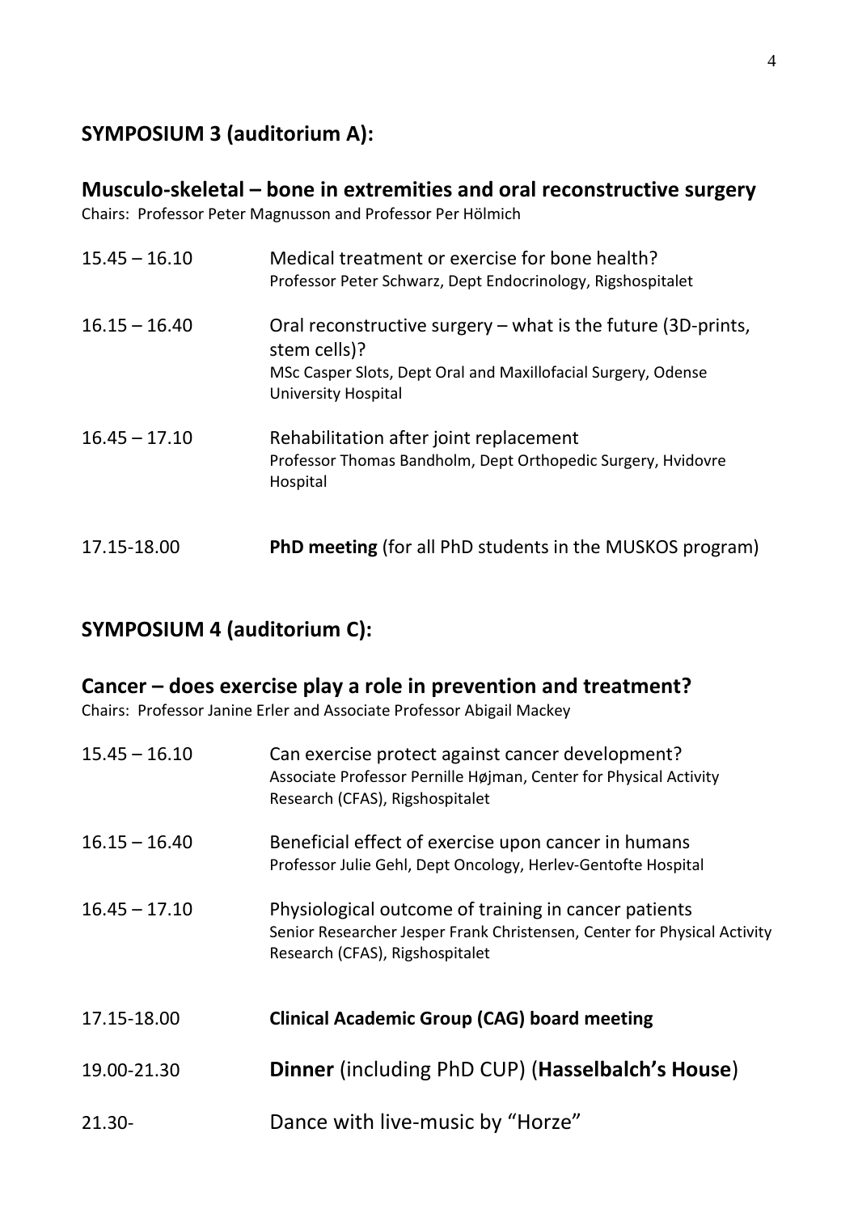## SYMPOSIUM 3 (auditorium A):

### Musculo-skeletal – bone in extremities and oral reconstructive surgery

Chairs: Professor Peter Magnusson and Professor Per Hölmich

| | |
|---|---|
| 15.45 – 16.10 | Medical treatment or exercise for bone health?<br>Professor Peter Schwarz, Dept Endocrinology, Rigshospitalet |
| 16.15 – 16.40 | Oral reconstructive surgery – what is the future (3D-prints, stem cells)?<br>MSc Casper Slots, Dept Oral and Maxillofacial Surgery, Odense University Hospital |
| 16.45 – 17.10 | Rehabilitation after joint replacement<br>Professor Thomas Bandholm, Dept Orthopedic Surgery, Hvidovre Hospital |
| 17.15-18.00 | **PhD meeting** (for all PhD students in the MUSKOS program) |

## SYMPOSIUM 4 (auditorium C):

### Cancer – does exercise play a role in prevention and treatment?

Chairs: Professor Janine Erler and Associate Professor Abigail Mackey

| | |
|---|---|
| 15.45 – 16.10 | Can exercise protect against cancer development?<br>Associate Professor Pernille Højman, Center for Physical Activity Research (CFAS), Rigshospitalet |
| 16.15 – 16.40 | Beneficial effect of exercise upon cancer in humans<br>Professor Julie Gehl, Dept Oncology, Herlev-Gentofte Hospital |
| 16.45 – 17.10 | Physiological outcome of training in cancer patients<br>Senior Researcher Jesper Frank Christensen, Center for Physical Activity Research (CFAS), Rigshospitalet |
| 17.15-18.00 | **Clinical Academic Group (CAG) board meeting** |
| 19.00-21.30 | **Dinner** (including PhD CUP) (**Hasselbalch's House**) |
| 21.30- | Dance with live-music by "Horze" |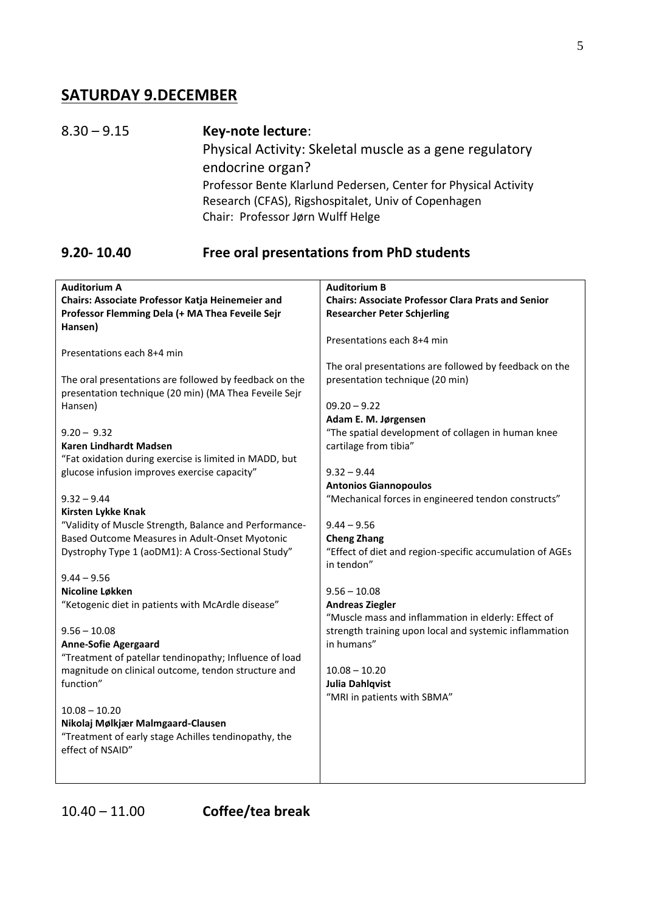## SATURDAY 9.DECEMBER

8.30 – 9.15 **Key-note lecture**:

Physical Activity: Skeletal muscle as a gene regulatory endocrine organ?

Professor Bente Klarlund Pedersen, Center for Physical Activity Research (CFAS), Rigshospitalet, Univ of Copenhagen

Chair: Professor Jørn Wulff Helge

### 9.20- 10.40 Free oral presentations from PhD students

**Auditorium A**

**Chairs: Associate Professor Katja Heinemeier and Professor Flemming Dela (+ MA Thea Feveile Sejr Hansen)**

Presentations each 8+4 min

The oral presentations are followed by feedback on the presentation technique (20 min) (MA Thea Feveile Sejr Hansen)

9.20 – 9.32
**Karen Lindhardt Madsen**
"Fat oxidation during exercise is limited in MADD, but glucose infusion improves exercise capacity"

9.32 – 9.44
**Kirsten Lykke Knak**
"Validity of Muscle Strength, Balance and Performance-Based Outcome Measures in Adult-Onset Myotonic Dystrophy Type 1 (aoDM1): A Cross-Sectional Study"

9.44 – 9.56
**Nicoline Løkken**
"Ketogenic diet in patients with McArdle disease"

9.56 – 10.08
**Anne-Sofie Agergaard**
"Treatment of patellar tendinopathy; Influence of load magnitude on clinical outcome, tendon structure and function"

10.08 – 10.20
**Nikolaj Mølkjær Malmgaard-Clausen**
"Treatment of early stage Achilles tendinopathy, the effect of NSAID"

**Auditorium B**

**Chairs: Associate Professor Clara Prats and Senior Researcher Peter Schjerling**

Presentations each 8+4 min

The oral presentations are followed by feedback on the presentation technique (20 min)

09.20 – 9.22
**Adam E. M. Jørgensen**
"The spatial development of collagen in human knee cartilage from tibia"

9.32 – 9.44
**Antonios Giannopoulos**
"Mechanical forces in engineered tendon constructs"

9.44 – 9.56
**Cheng Zhang**
"Effect of diet and region-specific accumulation of AGEs in tendon"

9.56 – 10.08
**Andreas Ziegler**
"Muscle mass and inflammation in elderly: Effect of strength training upon local and systemic inflammation in humans"

10.08 – 10.20
**Julia Dahlqvist**
"MRI in patients with SBMA"

10.40 – 11.00 **Coffee/tea break**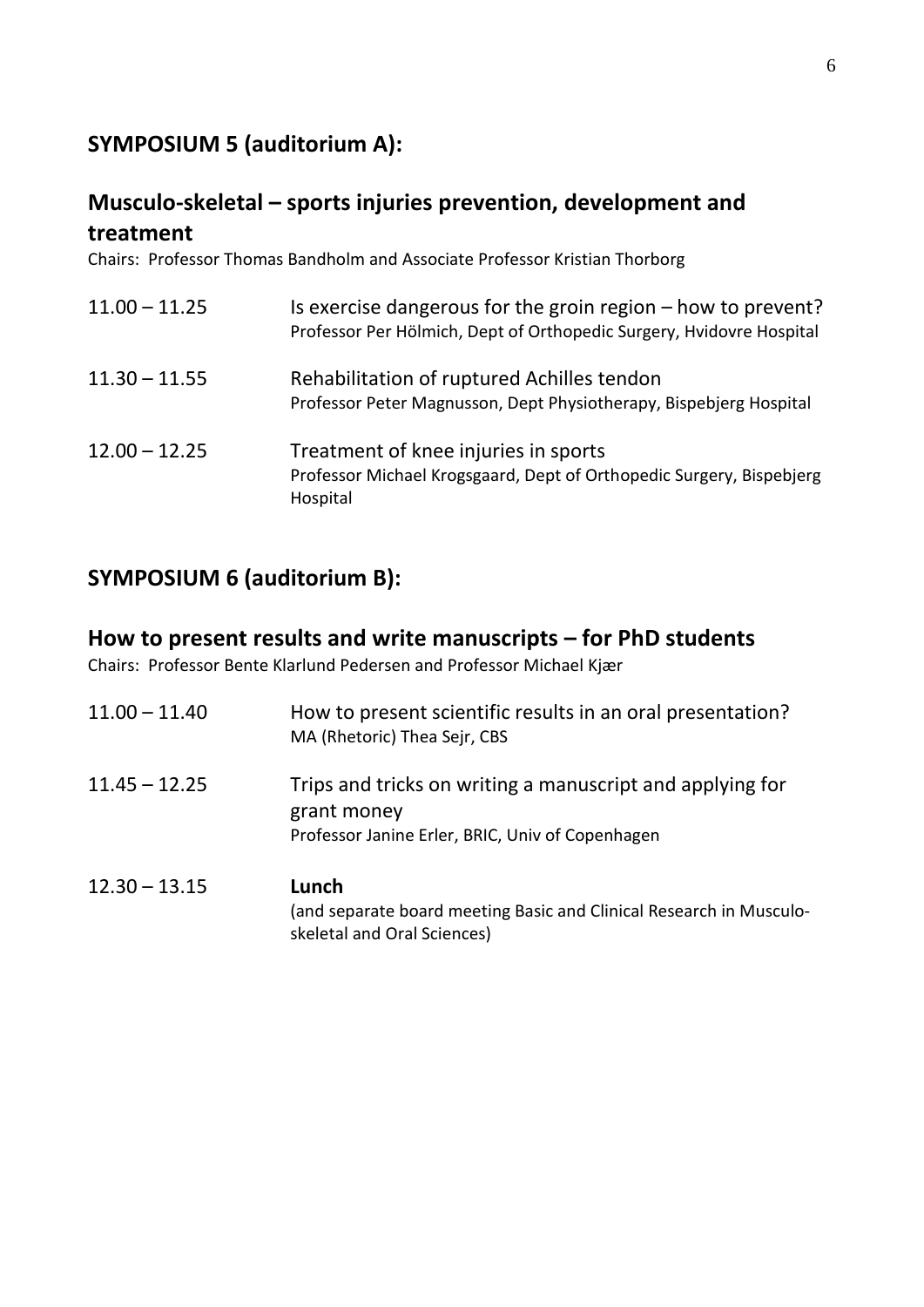## SYMPOSIUM 5 (auditorium A):

## Musculo-skeletal – sports injuries prevention, development and treatment

Chairs: Professor Thomas Bandholm and Associate Professor Kristian Thorborg

| | |
|---|---|
| 11.00 – 11.25 | Is exercise dangerous for the groin region – how to prevent?<br>Professor Per Hölmich, Dept of Orthopedic Surgery, Hvidovre Hospital |
| 11.30 – 11.55 | Rehabilitation of ruptured Achilles tendon<br>Professor Peter Magnusson, Dept Physiotherapy, Bispebjerg Hospital |
| 12.00 – 12.25 | Treatment of knee injuries in sports<br>Professor Michael Krogsgaard, Dept of Orthopedic Surgery, Bispebjerg Hospital |

## SYMPOSIUM 6 (auditorium B):

## How to present results and write manuscripts – for PhD students

Chairs: Professor Bente Klarlund Pedersen and Professor Michael Kjær

| | |
|---|---|
| 11.00 – 11.40 | How to present scientific results in an oral presentation?<br>MA (Rhetoric) Thea Sejr, CBS |
| 11.45 – 12.25 | Trips and tricks on writing a manuscript and applying for grant money<br>Professor Janine Erler, BRIC, Univ of Copenhagen |
| 12.30 – 13.15 | **Lunch**<br>(and separate board meeting Basic and Clinical Research in Musculo-skeletal and Oral Sciences) |